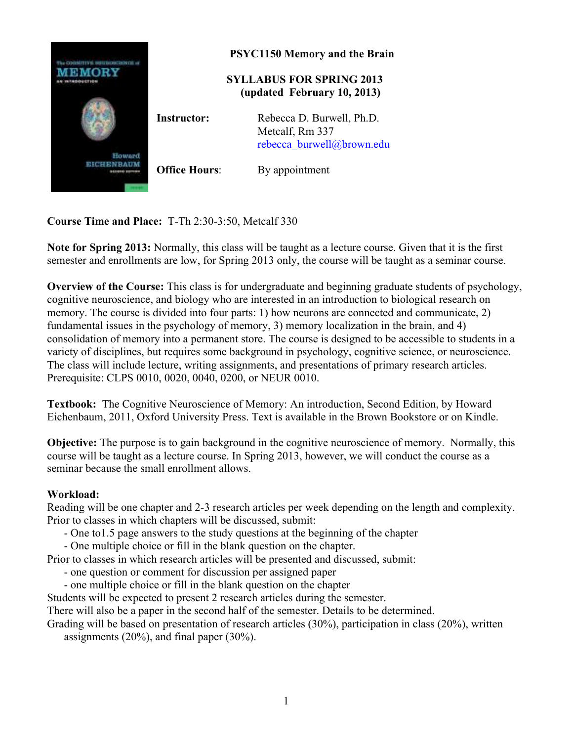# PSYC1150 Memory and the Brain

## SYLLABUS FOR SPRING 2013
**(updated February 10, 2013)**

**Instructor:** Rebecca D. Burwell, Ph.D.
Metcalf, Rm 337
rebecca_burwell@brown.edu

**Office Hours**: By appointment

**Course Time and Place:** T-Th 2:30-3:50, Metcalf 330

**Note for Spring 2013:** Normally, this class will be taught as a lecture course. Given that it is the first semester and enrollments are low, for Spring 2013 only, the course will be taught as a seminar course.

**Overview of the Course:** This class is for undergraduate and beginning graduate students of psychology, cognitive neuroscience, and biology who are interested in an introduction to biological research on memory. The course is divided into four parts: 1) how neurons are connected and communicate, 2) fundamental issues in the psychology of memory, 3) memory localization in the brain, and 4) consolidation of memory into a permanent store. The course is designed to be accessible to students in a variety of disciplines, but requires some background in psychology, cognitive science, or neuroscience. The class will include lecture, writing assignments, and presentations of primary research articles. Prerequisite: CLPS 0010, 0020, 0040, 0200, or NEUR 0010.

**Textbook:** The Cognitive Neuroscience of Memory: An introduction, Second Edition, by Howard Eichenbaum, 2011, Oxford University Press. Text is available in the Brown Bookstore or on Kindle.

**Objective:** The purpose is to gain background in the cognitive neuroscience of memory. Normally, this course will be taught as a lecture course. In Spring 2013, however, we will conduct the course as a seminar because the small enrollment allows.

**Workload:**
Reading will be one chapter and 2-3 research articles per week depending on the length and complexity.
Prior to classes in which chapters will be discussed, submit:
- One to1.5 page answers to the study questions at the beginning of the chapter
- One multiple choice or fill in the blank question on the chapter.

Prior to classes in which research articles will be presented and discussed, submit:
- one question or comment for discussion per assigned paper
- one multiple choice or fill in the blank question on the chapter

Students will be expected to present 2 research articles during the semester.
There will also be a paper in the second half of the semester. Details to be determined.
Grading will be based on presentation of research articles (30%), participation in class (20%), written assignments (20%), and final paper (30%).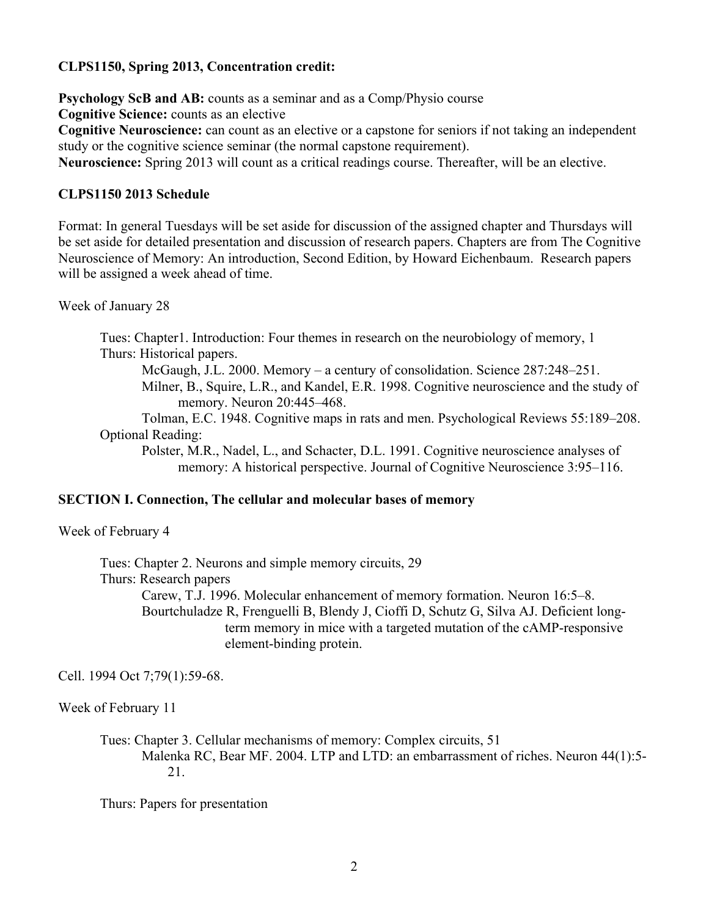**CLPS1150, Spring 2013, Concentration credit:**

**Psychology ScB and AB:** counts as a seminar and as a Comp/Physio course

**Cognitive Science:** counts as an elective

**Cognitive Neuroscience:** can count as an elective or a capstone for seniors if not taking an independent study or the cognitive science seminar (the normal capstone requirement).

**Neuroscience:** Spring 2013 will count as a critical readings course. Thereafter, will be an elective.

**CLPS1150 2013 Schedule**

Format: In general Tuesdays will be set aside for discussion of the assigned chapter and Thursdays will be set aside for detailed presentation and discussion of research papers. Chapters are from The Cognitive Neuroscience of Memory: An introduction, Second Edition, by Howard Eichenbaum. Research papers will be assigned a week ahead of time.

Week of January 28

Tues: Chapter1. Introduction: Four themes in research on the neurobiology of memory, 1

Thurs: Historical papers.

McGaugh, J.L. 2000. Memory – a century of consolidation. Science 287:248–251.

Milner, B., Squire, L.R., and Kandel, E.R. 1998. Cognitive neuroscience and the study of memory. Neuron 20:445–468.

Tolman, E.C. 1948. Cognitive maps in rats and men. Psychological Reviews 55:189–208.

Optional Reading:

Polster, M.R., Nadel, L., and Schacter, D.L. 1991. Cognitive neuroscience analyses of memory: A historical perspective. Journal of Cognitive Neuroscience 3:95–116.

**SECTION I. Connection, The cellular and molecular bases of memory**

Week of February 4

Tues: Chapter 2. Neurons and simple memory circuits, 29

Thurs: Research papers

Carew, T.J. 1996. Molecular enhancement of memory formation. Neuron 16:5–8.

Bourtchuladze R, Frenguelli B, Blendy J, Cioffi D, Schutz G, Silva AJ. Deficient long-term memory in mice with a targeted mutation of the cAMP-responsive element-binding protein.

Cell. 1994 Oct 7;79(1):59-68.

Week of February 11

Tues: Chapter 3. Cellular mechanisms of memory: Complex circuits, 51

Malenka RC, Bear MF. 2004. LTP and LTD: an embarrassment of riches. Neuron 44(1):5-21.

Thurs: Papers for presentation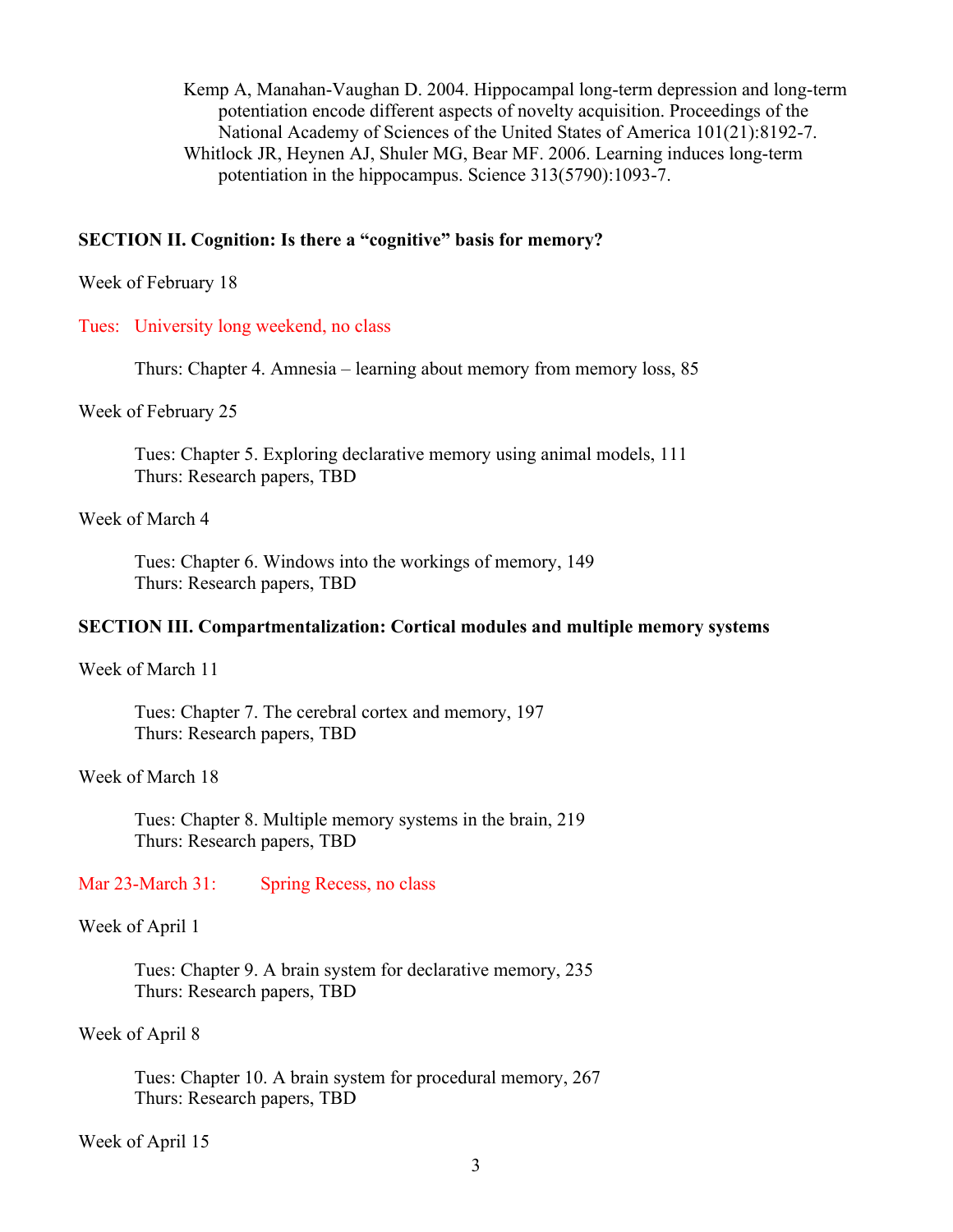Kemp A, Manahan-Vaughan D. 2004. Hippocampal long-term depression and long-term potentiation encode different aspects of novelty acquisition. Proceedings of the National Academy of Sciences of the United States of America 101(21):8192-7.

Whitlock JR, Heynen AJ, Shuler MG, Bear MF. 2006. Learning induces long-term potentiation in the hippocampus. Science 313(5790):1093-7.

**SECTION II. Cognition: Is there a "cognitive" basis for memory?**

Week of February 18

Tues: University long weekend, no class

Thurs: Chapter 4. Amnesia – learning about memory from memory loss, 85

Week of February 25

Tues: Chapter 5. Exploring declarative memory using animal models, 111
Thurs: Research papers, TBD

Week of March 4

Tues: Chapter 6. Windows into the workings of memory, 149
Thurs: Research papers, TBD

**SECTION III. Compartmentalization: Cortical modules and multiple memory systems**

Week of March 11

Tues: Chapter 7. The cerebral cortex and memory, 197
Thurs: Research papers, TBD

Week of March 18

Tues: Chapter 8. Multiple memory systems in the brain, 219
Thurs: Research papers, TBD

Mar 23-March 31: Spring Recess, no class

Week of April 1

Tues: Chapter 9. A brain system for declarative memory, 235
Thurs: Research papers, TBD

Week of April 8

Tues: Chapter 10. A brain system for procedural memory, 267
Thurs: Research papers, TBD

Week of April 15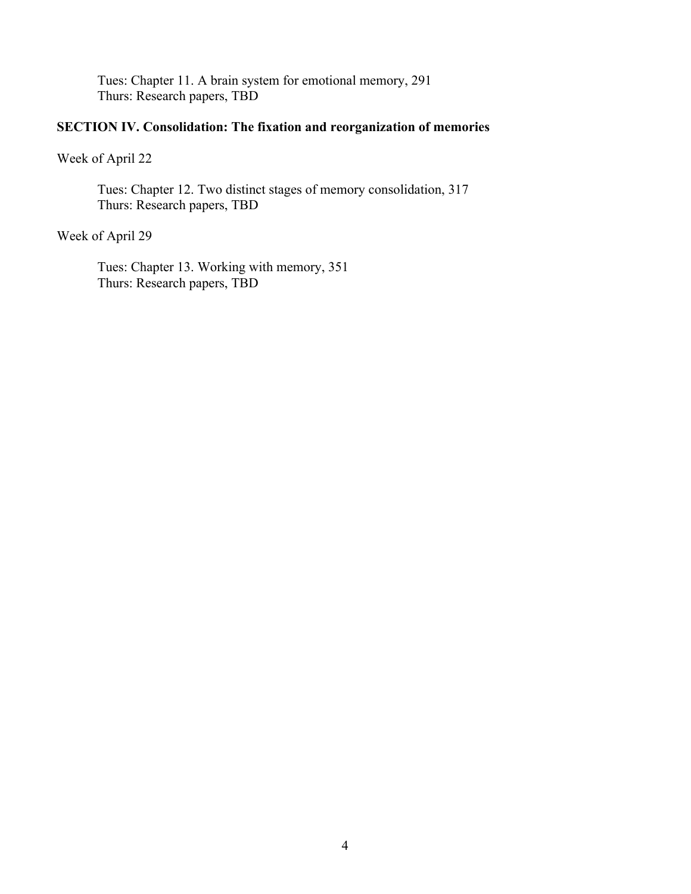Tues: Chapter 11. A brain system for emotional memory, 291
Thurs: Research papers, TBD

**SECTION IV. Consolidation: The fixation and reorganization of memories**

Week of April 22

Tues: Chapter 12. Two distinct stages of memory consolidation, 317
Thurs: Research papers, TBD

Week of April 29

Tues: Chapter 13. Working with memory, 351
Thurs: Research papers, TBD